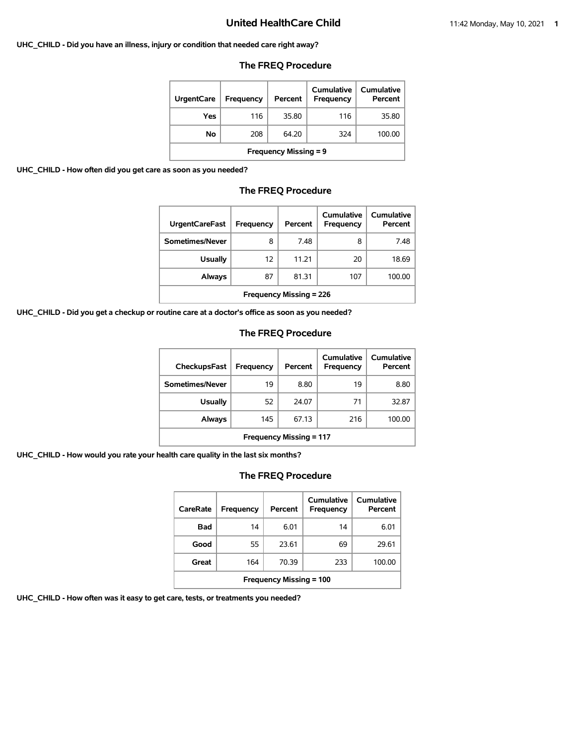# United HealthCare Child

**UHC_CHILD - Did you have an illness, injury or condition that needed care right away?**

### The FREQ Procedure

| UrgentCare | Frequency | Percent | Cumulative Frequency | Cumulative Percent |
|---|---|---|---|---|
| Yes | 116 | 35.80 | 116 | 35.80 |
| No | 208 | 64.20 | 324 | 100.00 |
| Frequency Missing = 9 | | | | |

**UHC_CHILD - How often did you get care as soon as you needed?**

### The FREQ Procedure

| UrgentCareFast | Frequency | Percent | Cumulative Frequency | Cumulative Percent |
|---|---|---|---|---|
| Sometimes/Never | 8 | 7.48 | 8 | 7.48 |
| Usually | 12 | 11.21 | 20 | 18.69 |
| Always | 87 | 81.31 | 107 | 100.00 |
| Frequency Missing = 226 | | | | |

**UHC_CHILD - Did you get a checkup or routine care at a doctor's office as soon as you needed?**

### The FREQ Procedure

| CheckupsFast | Frequency | Percent | Cumulative Frequency | Cumulative Percent |
|---|---|---|---|---|
| Sometimes/Never | 19 | 8.80 | 19 | 8.80 |
| Usually | 52 | 24.07 | 71 | 32.87 |
| Always | 145 | 67.13 | 216 | 100.00 |
| Frequency Missing = 117 | | | | |

**UHC_CHILD - How would you rate your health care quality in the last six months?**

### The FREQ Procedure

| CareRate | Frequency | Percent | Cumulative Frequency | Cumulative Percent |
|---|---|---|---|---|
| Bad | 14 | 6.01 | 14 | 6.01 |
| Good | 55 | 23.61 | 69 | 29.61 |
| Great | 164 | 70.39 | 233 | 100.00 |
| Frequency Missing = 100 | | | | |

**UHC_CHILD - How often was it easy to get care, tests, or treatments you needed?**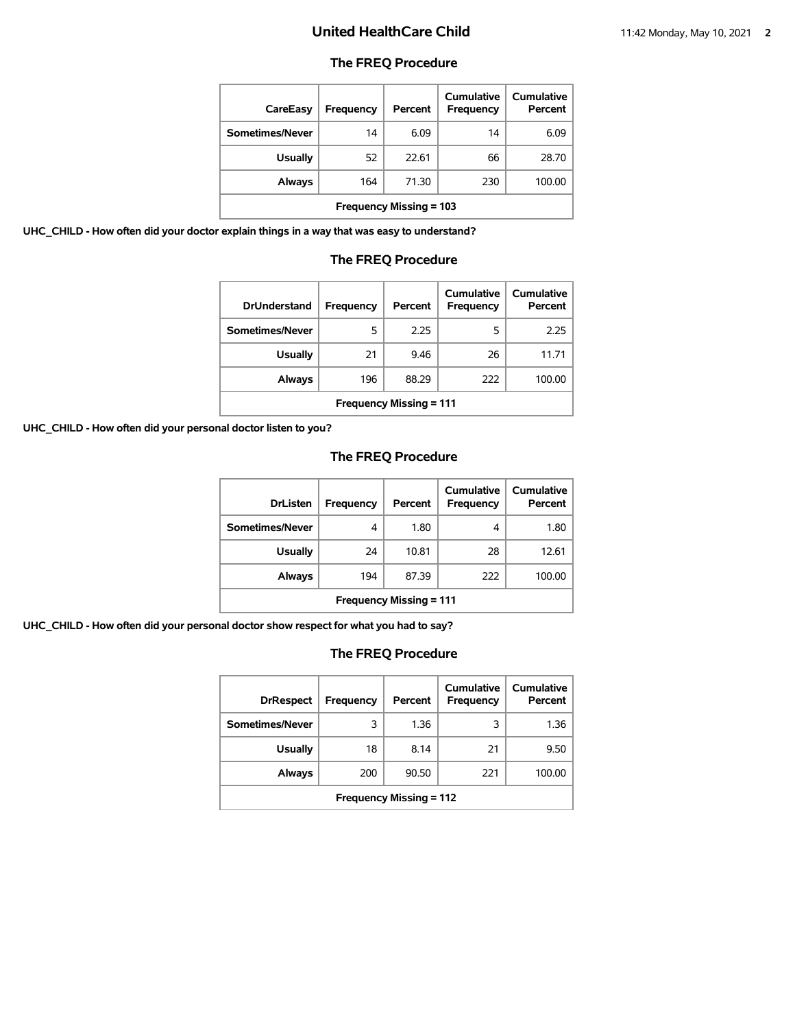### The FREQ Procedure

| CareEasy | Frequency | Percent | Cumulative Frequency | Cumulative Percent |
|---|---|---|---|---|
| Sometimes/Never | 14 | 6.09 | 14 | 6.09 |
| Usually | 52 | 22.61 | 66 | 28.70 |
| Always | 164 | 71.30 | 230 | 100.00 |
| Frequency Missing = 103 | | | | |

**UHC_CHILD - How often did your doctor explain things in a way that was easy to understand?**

### The FREQ Procedure

| DrUnderstand | Frequency | Percent | Cumulative Frequency | Cumulative Percent |
|---|---|---|---|---|
| Sometimes/Never | 5 | 2.25 | 5 | 2.25 |
| Usually | 21 | 9.46 | 26 | 11.71 |
| Always | 196 | 88.29 | 222 | 100.00 |
| Frequency Missing = 111 | | | | |

**UHC_CHILD - How often did your personal doctor listen to you?**

### The FREQ Procedure

| DrListen | Frequency | Percent | Cumulative Frequency | Cumulative Percent |
|---|---|---|---|---|
| Sometimes/Never | 4 | 1.80 | 4 | 1.80 |
| Usually | 24 | 10.81 | 28 | 12.61 |
| Always | 194 | 87.39 | 222 | 100.00 |
| Frequency Missing = 111 | | | | |

**UHC_CHILD - How often did your personal doctor show respect for what you had to say?**

### The FREQ Procedure

| DrRespect | Frequency | Percent | Cumulative Frequency | Cumulative Percent |
|---|---|---|---|---|
| Sometimes/Never | 3 | 1.36 | 3 | 1.36 |
| Usually | 18 | 8.14 | 21 | 9.50 |
| Always | 200 | 90.50 | 221 | 100.00 |
| Frequency Missing = 112 | | | | |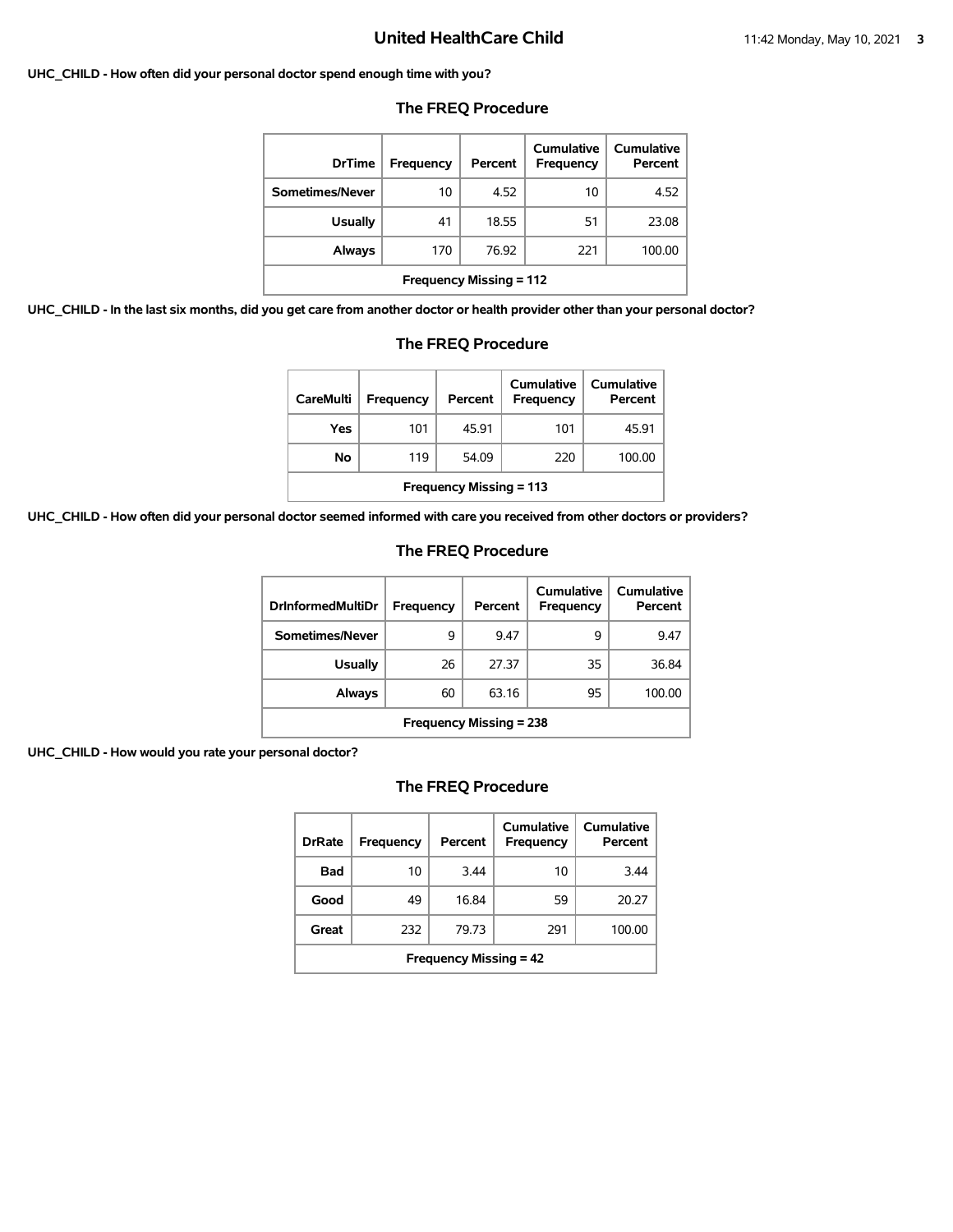**UHC_CHILD - How often did your personal doctor spend enough time with you?**

## The FREQ Procedure

| DrTime | Frequency | Percent | Cumulative Frequency | Cumulative Percent |
|---|---|---|---|---|
| Sometimes/Never | 10 | 4.52 | 10 | 4.52 |
| Usually | 41 | 18.55 | 51 | 23.08 |
| Always | 170 | 76.92 | 221 | 100.00 |
| Frequency Missing = 112 | | | | |

**UHC_CHILD - In the last six months, did you get care from another doctor or health provider other than your personal doctor?**

## The FREQ Procedure

| CareMulti | Frequency | Percent | Cumulative Frequency | Cumulative Percent |
|---|---|---|---|---|
| Yes | 101 | 45.91 | 101 | 45.91 |
| No | 119 | 54.09 | 220 | 100.00 |
| Frequency Missing = 113 | | | | |

**UHC_CHILD - How often did your personal doctor seemed informed with care you received from other doctors or providers?**

## The FREQ Procedure

| DrInformedMultiDr | Frequency | Percent | Cumulative Frequency | Cumulative Percent |
|---|---|---|---|---|
| Sometimes/Never | 9 | 9.47 | 9 | 9.47 |
| Usually | 26 | 27.37 | 35 | 36.84 |
| Always | 60 | 63.16 | 95 | 100.00 |
| Frequency Missing = 238 | | | | |

**UHC_CHILD - How would you rate your personal doctor?**

## The FREQ Procedure

| DrRate | Frequency | Percent | Cumulative Frequency | Cumulative Percent |
|---|---|---|---|---|
| Bad | 10 | 3.44 | 10 | 3.44 |
| Good | 49 | 16.84 | 59 | 20.27 |
| Great | 232 | 79.73 | 291 | 100.00 |
| Frequency Missing = 42 | | | | |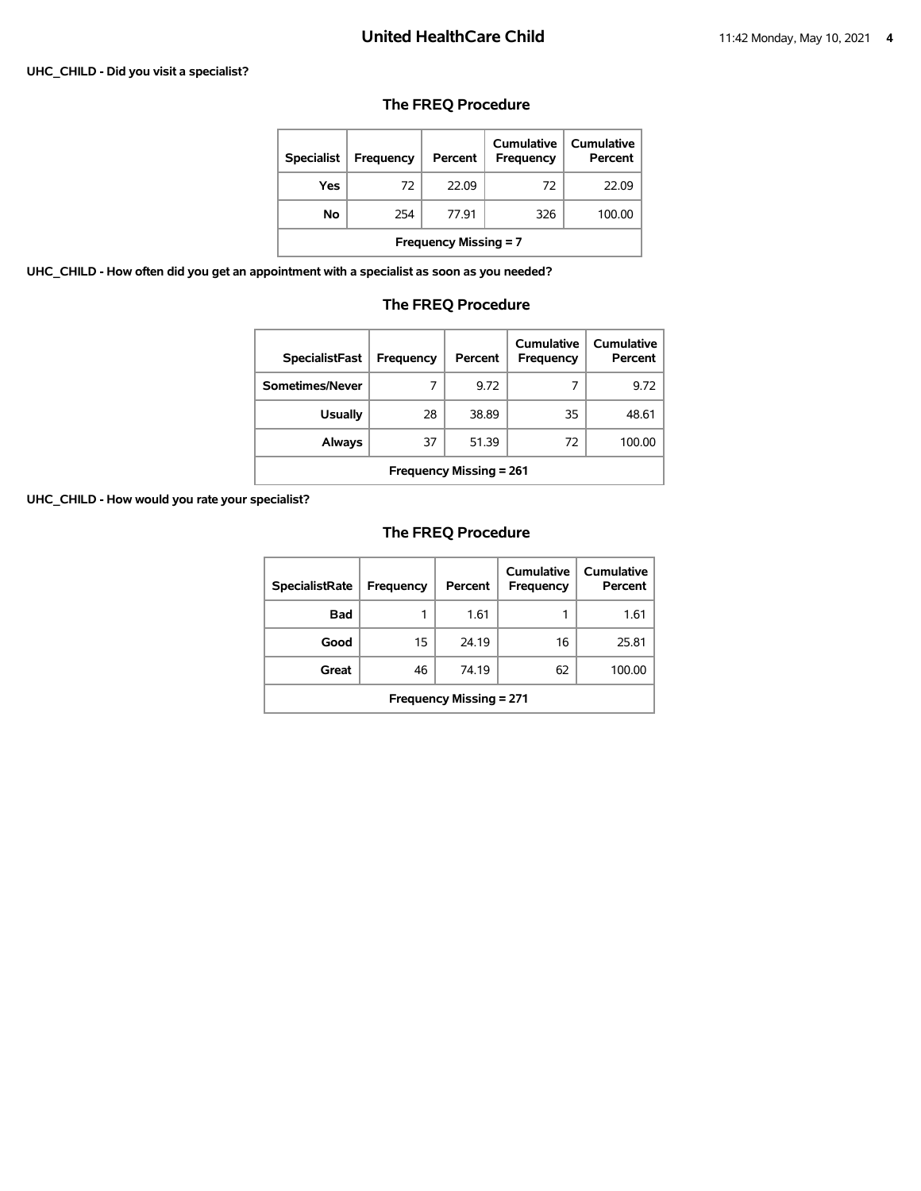**UHC_CHILD - Did you visit a specialist?**

## The FREQ Procedure

| Specialist | Frequency | Percent | Cumulative Frequency | Cumulative Percent |
|---|---|---|---|---|
| Yes | 72 | 22.09 | 72 | 22.09 |
| No | 254 | 77.91 | 326 | 100.00 |
| Frequency Missing = 7 | | | | |

**UHC_CHILD - How often did you get an appointment with a specialist as soon as you needed?**

## The FREQ Procedure

| SpecialistFast | Frequency | Percent | Cumulative Frequency | Cumulative Percent |
|---|---|---|---|---|
| Sometimes/Never | 7 | 9.72 | 7 | 9.72 |
| Usually | 28 | 38.89 | 35 | 48.61 |
| Always | 37 | 51.39 | 72 | 100.00 |
| Frequency Missing = 261 | | | | |

**UHC_CHILD - How would you rate your specialist?**

## The FREQ Procedure

| SpecialistRate | Frequency | Percent | Cumulative Frequency | Cumulative Percent |
|---|---|---|---|---|
| Bad | 1 | 1.61 | 1 | 1.61 |
| Good | 15 | 24.19 | 16 | 25.81 |
| Great | 46 | 74.19 | 62 | 100.00 |
| Frequency Missing = 271 | | | | |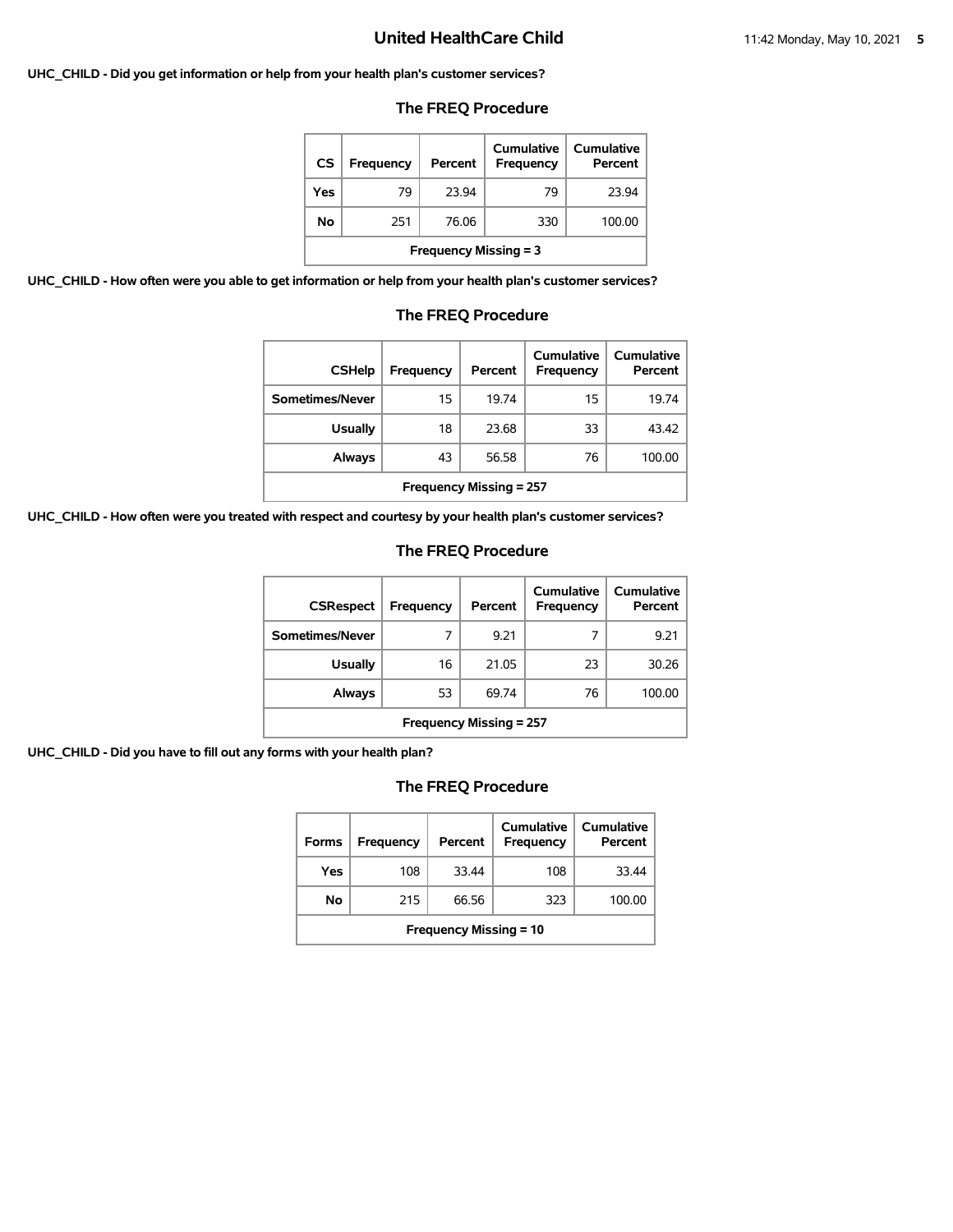**UHC_CHILD - Did you get information or help from your health plan's customer services?**

## The FREQ Procedure

| CS | Frequency | Percent | Cumulative Frequency | Cumulative Percent |
|---|---|---|---|---|
| Yes | 79 | 23.94 | 79 | 23.94 |
| No | 251 | 76.06 | 330 | 100.00 |
| Frequency Missing = 3 | | | | |

**UHC_CHILD - How often were you able to get information or help from your health plan's customer services?**

## The FREQ Procedure

| CSHelp | Frequency | Percent | Cumulative Frequency | Cumulative Percent |
|---|---|---|---|---|
| Sometimes/Never | 15 | 19.74 | 15 | 19.74 |
| Usually | 18 | 23.68 | 33 | 43.42 |
| Always | 43 | 56.58 | 76 | 100.00 |
| Frequency Missing = 257 | | | | |

**UHC_CHILD - How often were you treated with respect and courtesy by your health plan's customer services?**

## The FREQ Procedure

| CSRespect | Frequency | Percent | Cumulative Frequency | Cumulative Percent |
|---|---|---|---|---|
| Sometimes/Never | 7 | 9.21 | 7 | 9.21 |
| Usually | 16 | 21.05 | 23 | 30.26 |
| Always | 53 | 69.74 | 76 | 100.00 |
| Frequency Missing = 257 | | | | |

**UHC_CHILD - Did you have to fill out any forms with your health plan?**

## The FREQ Procedure

| Forms | Frequency | Percent | Cumulative Frequency | Cumulative Percent |
|---|---|---|---|---|
| Yes | 108 | 33.44 | 108 | 33.44 |
| No | 215 | 66.56 | 323 | 100.00 |
| Frequency Missing = 10 | | | | |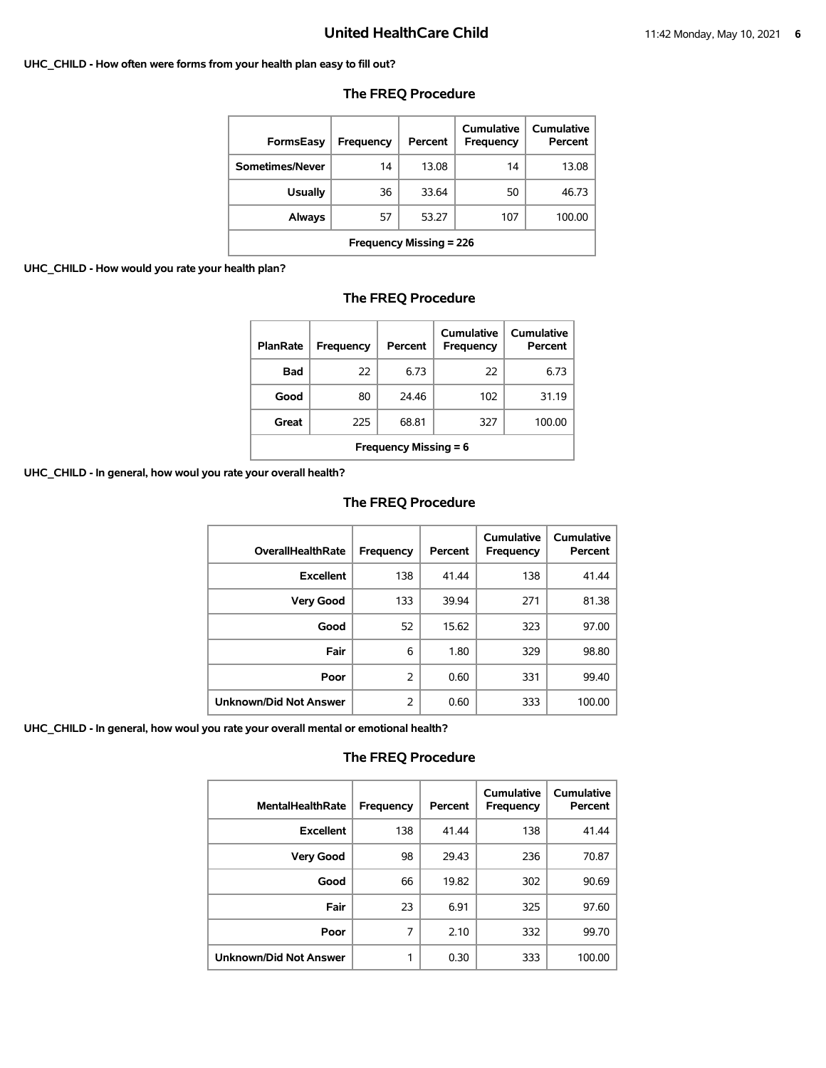**UHC_CHILD - How often were forms from your health plan easy to fill out?**

## The FREQ Procedure

| FormsEasy | Frequency | Percent | Cumulative Frequency | Cumulative Percent |
|---|---|---|---|---|
| Sometimes/Never | 14 | 13.08 | 14 | 13.08 |
| Usually | 36 | 33.64 | 50 | 46.73 |
| Always | 57 | 53.27 | 107 | 100.00 |
| Frequency Missing = 226 | | | | |

**UHC_CHILD - How would you rate your health plan?**

## The FREQ Procedure

| PlanRate | Frequency | Percent | Cumulative Frequency | Cumulative Percent |
|---|---|---|---|---|
| Bad | 22 | 6.73 | 22 | 6.73 |
| Good | 80 | 24.46 | 102 | 31.19 |
| Great | 225 | 68.81 | 327 | 100.00 |
| Frequency Missing = 6 | | | | |

**UHC_CHILD - In general, how woul you rate your overall health?**

## The FREQ Procedure

| OverallHealthRate | Frequency | Percent | Cumulative Frequency | Cumulative Percent |
|---|---|---|---|---|
| Excellent | 138 | 41.44 | 138 | 41.44 |
| Very Good | 133 | 39.94 | 271 | 81.38 |
| Good | 52 | 15.62 | 323 | 97.00 |
| Fair | 6 | 1.80 | 329 | 98.80 |
| Poor | 2 | 0.60 | 331 | 99.40 |
| Unknown/Did Not Answer | 2 | 0.60 | 333 | 100.00 |

**UHC_CHILD - In general, how woul you rate your overall mental or emotional health?**

## The FREQ Procedure

| MentalHealthRate | Frequency | Percent | Cumulative Frequency | Cumulative Percent |
|---|---|---|---|---|
| Excellent | 138 | 41.44 | 138 | 41.44 |
| Very Good | 98 | 29.43 | 236 | 70.87 |
| Good | 66 | 19.82 | 302 | 90.69 |
| Fair | 23 | 6.91 | 325 | 97.60 |
| Poor | 7 | 2.10 | 332 | 99.70 |
| Unknown/Did Not Answer | 1 | 0.30 | 333 | 100.00 |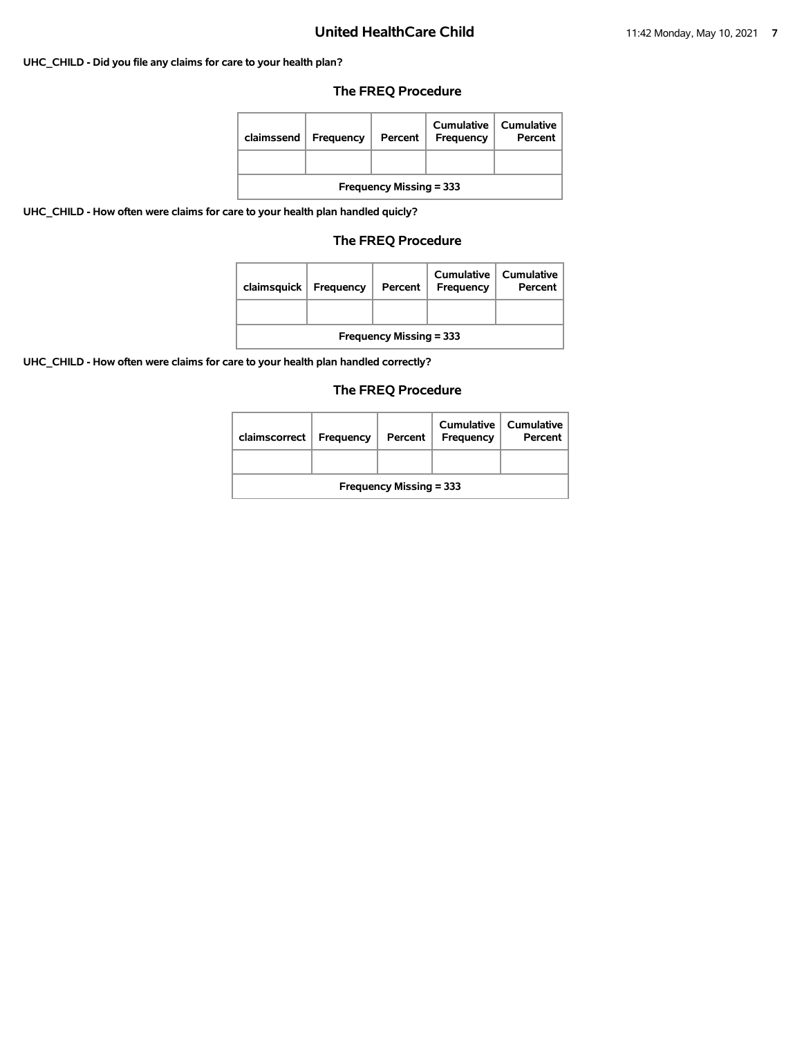# United HealthCare Child

**UHC_CHILD - Did you file any claims for care to your health plan?**

## The FREQ Procedure

| claimssend | Frequency | Percent | Cumulative Frequency | Cumulative Percent |
|---|---|---|---|---|
| | | | | |
| **Frequency Missing = 333** | | | | |

**UHC_CHILD - How often were claims for care to your health plan handled quicly?**

## The FREQ Procedure

| claimsquick | Frequency | Percent | Cumulative Frequency | Cumulative Percent |
|---|---|---|---|---|
| | | | | |
| **Frequency Missing = 333** | | | | |

**UHC_CHILD - How often were claims for care to your health plan handled correctly?**

## The FREQ Procedure

| claimscorrect | Frequency | Percent | Cumulative Frequency | Cumulative Percent |
|---|---|---|---|---|
| | | | | |
| **Frequency Missing = 333** | | | | |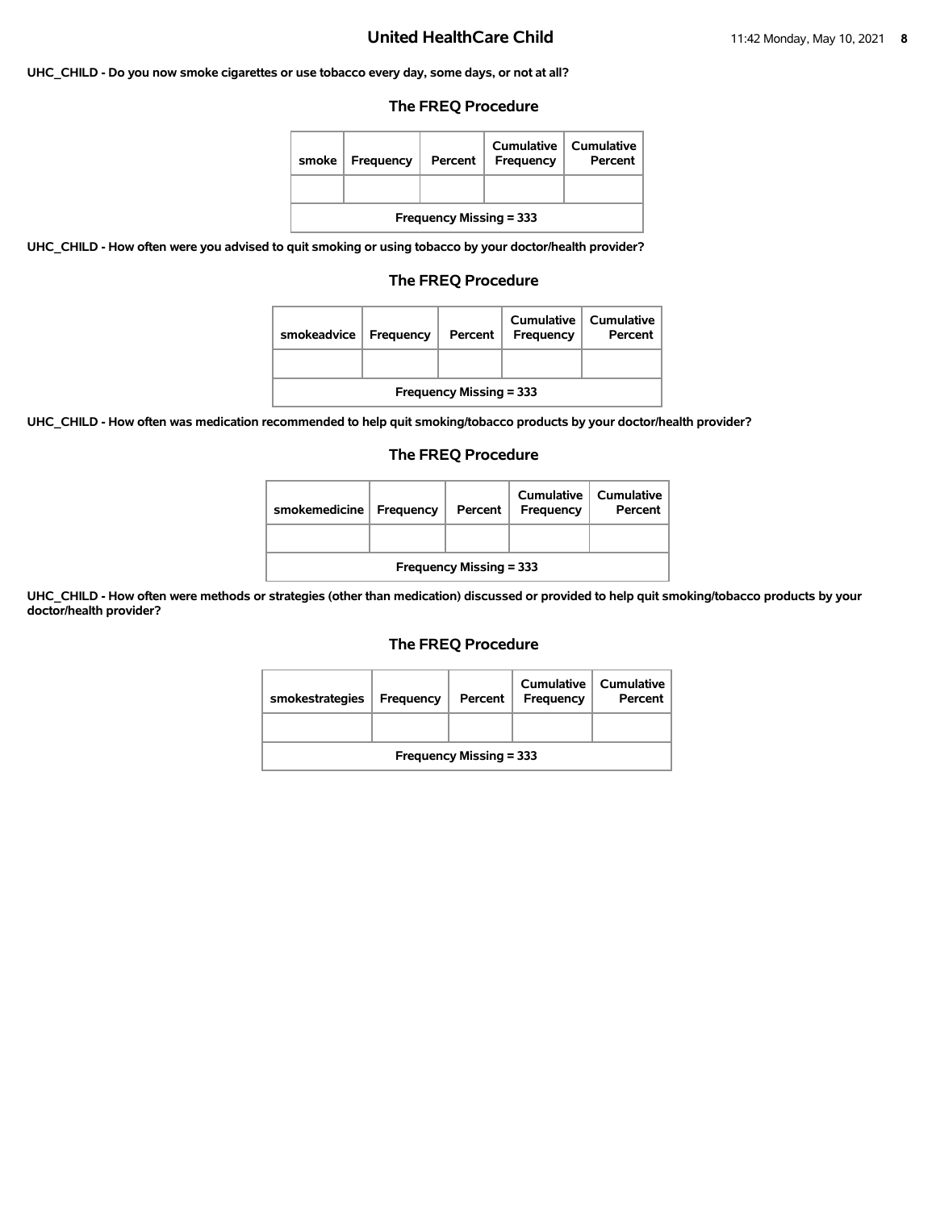**UHC_CHILD - Do you now smoke cigarettes or use tobacco every day, some days, or not at all?**

## The FREQ Procedure

| smoke | Frequency | Percent | Cumulative Frequency | Cumulative Percent |
|---|---|---|---|---|
| | | | | |
| Frequency Missing = 333 | | | | |

**UHC_CHILD - How often were you advised to quit smoking or using tobacco by your doctor/health provider?**

## The FREQ Procedure

| smokeadvice | Frequency | Percent | Cumulative Frequency | Cumulative Percent |
|---|---|---|---|---|
| | | | | |
| Frequency Missing = 333 | | | | |

**UHC_CHILD - How often was medication recommended to help quit smoking/tobacco products by your doctor/health provider?**

## The FREQ Procedure

| smokemedicine | Frequency | Percent | Cumulative Frequency | Cumulative Percent |
|---|---|---|---|---|
| | | | | |
| Frequency Missing = 333 | | | | |

**UHC_CHILD - How often were methods or strategies (other than medication) discussed or provided to help quit smoking/tobacco products by your doctor/health provider?**

## The FREQ Procedure

| smokestrategies | Frequency | Percent | Cumulative Frequency | Cumulative Percent |
|---|---|---|---|---|
| | | | | |
| Frequency Missing = 333 | | | | |